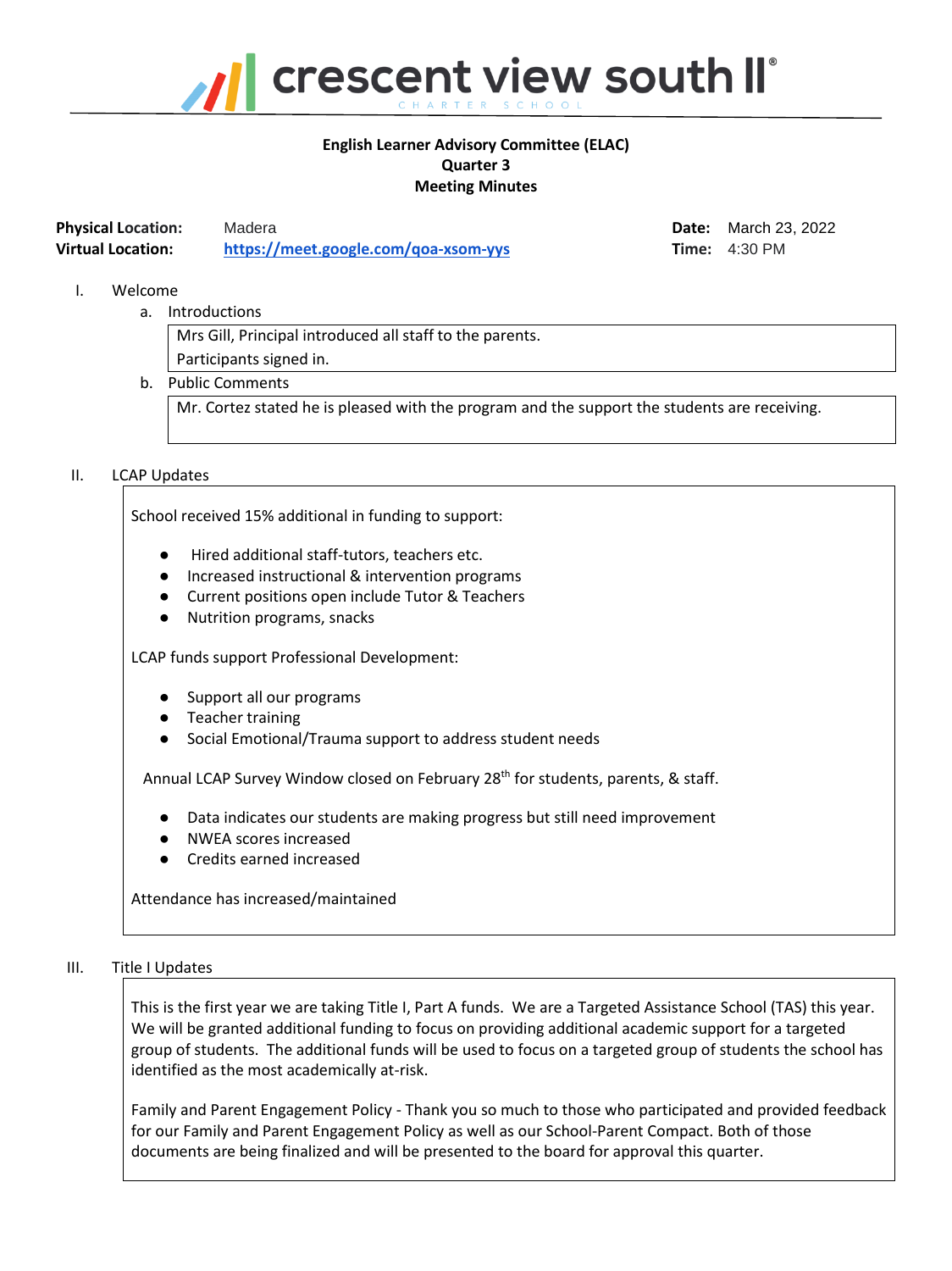# crescent view south II®

CHARTER SCHOOL

**English Learner Advisory Committee (ELAC)**
**Quarter 3**
**Meeting Minutes**

**Physical Location:** Madera
**Virtual Location:** **https://meet.google.com/qoa-xsom-yys**

**Date:** March 23, 2022
**Time:** 4:30 PM

I. Welcome

a. Introductions

Mrs Gill, Principal introduced all staff to the parents.
Participants signed in.

b. Public Comments

Mr. Cortez stated he is pleased with the program and the support the students are receiving.

II. LCAP Updates

School received 15% additional in funding to support:

- Hired additional staff-tutors, teachers etc.
- Increased instructional & intervention programs
- Current positions open include Tutor & Teachers
- Nutrition programs, snacks

LCAP funds support Professional Development:

- Support all our programs
- Teacher training
- Social Emotional/Trauma support to address student needs

Annual LCAP Survey Window closed on February 28th for students, parents, & staff.

- Data indicates our students are making progress but still need improvement
- NWEA scores increased
- Credits earned increased

Attendance has increased/maintained

III. Title I Updates

This is the first year we are taking Title I, Part A funds. We are a Targeted Assistance School (TAS) this year. We will be granted additional funding to focus on providing additional academic support for a targeted group of students. The additional funds will be used to focus on a targeted group of students the school has identified as the most academically at-risk.

Family and Parent Engagement Policy - Thank you so much to those who participated and provided feedback for our Family and Parent Engagement Policy as well as our School-Parent Compact. Both of those documents are being finalized and will be presented to the board for approval this quarter.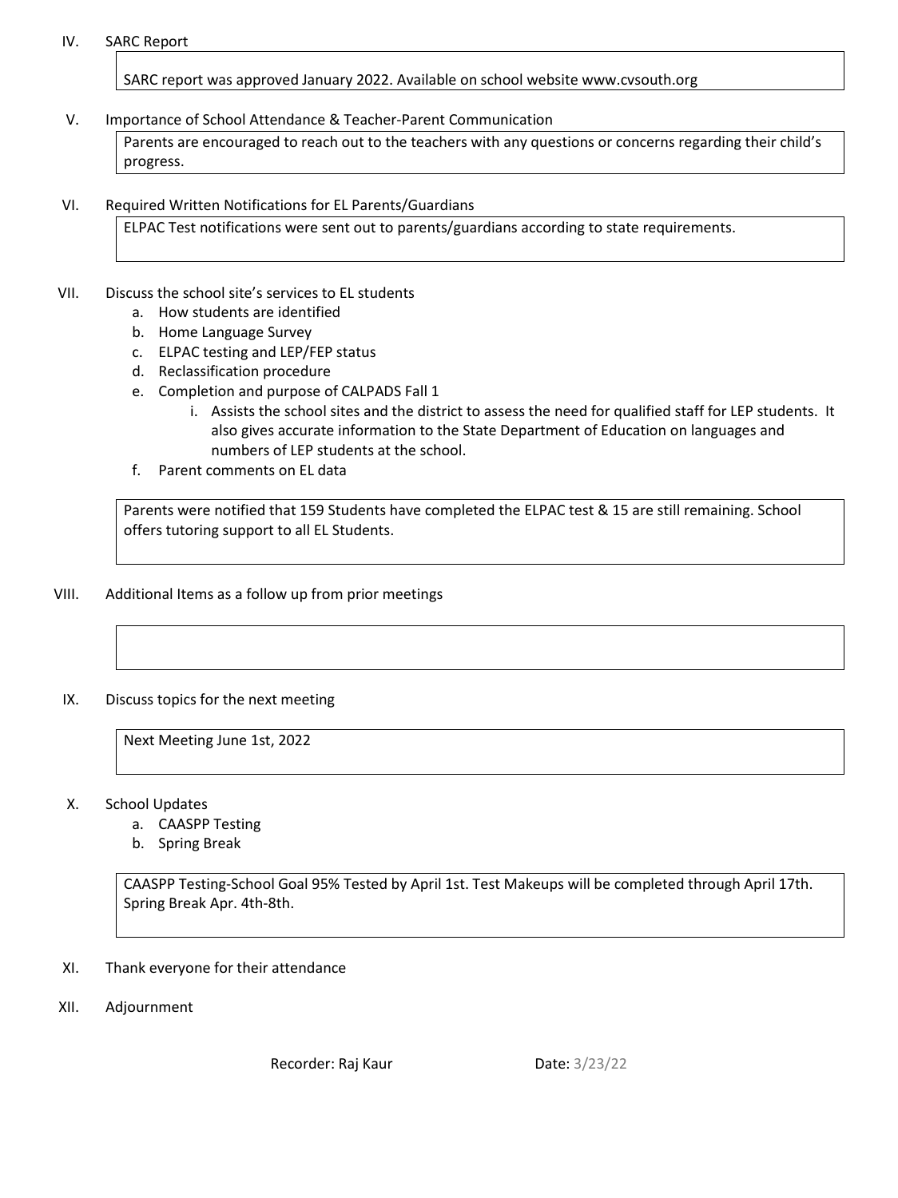IV. SARC Report

> SARC report was approved January 2022. Available on school website www.cvsouth.org

V. Importance of School Attendance & Teacher-Parent Communication

> Parents are encouraged to reach out to the teachers with any questions or concerns regarding their child's progress.

VI. Required Written Notifications for EL Parents/Guardians

> ELPAC Test notifications were sent out to parents/guardians according to state requirements.

VII. Discuss the school site's services to EL students

a. How students are identified
b. Home Language Survey
c. ELPAC testing and LEP/FEP status
d. Reclassification procedure
e. Completion and purpose of CALPADS Fall 1
    i. Assists the school sites and the district to assess the need for qualified staff for LEP students. It also gives accurate information to the State Department of Education on languages and numbers of LEP students at the school.
f. Parent comments on EL data

> Parents were notified that 159 Students have completed the ELPAC test & 15 are still remaining. School offers tutoring support to all EL Students.

VIII. Additional Items as a follow up from prior meetings

IX. Discuss topics for the next meeting

> Next Meeting June 1st, 2022

X. School Updates

a. CAASPP Testing
b. Spring Break

> CAASPP Testing-School Goal 95% Tested by April 1st. Test Makeups will be completed through April 17th. Spring Break Apr. 4th-8th.

XI. Thank everyone for their attendance

XII. Adjournment

Recorder: Raj Kaur Date: 3/23/22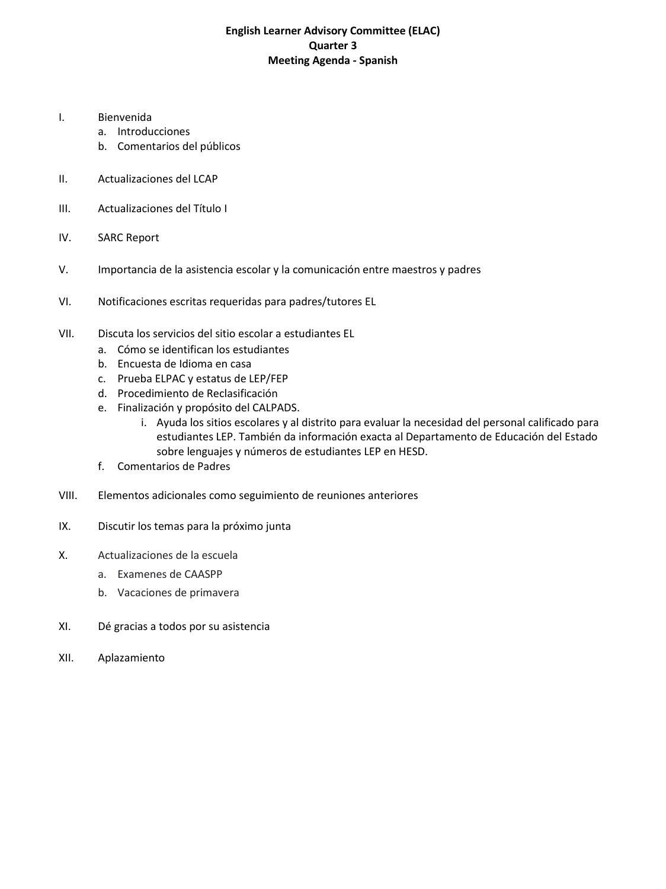**English Learner Advisory Committee (ELAC)**
**Quarter 3**
**Meeting Agenda - Spanish**

I. Bienvenida
   a. Introducciones
   b. Comentarios del públicos

II. Actualizaciones del LCAP

III. Actualizaciones del Título I

IV. SARC Report

V. Importancia de la asistencia escolar y la comunicación entre maestros y padres

VI. Notificaciones escritas requeridas para padres/tutores EL

VII. Discuta los servicios del sitio escolar a estudiantes EL
   a. Cómo se identifican los estudiantes
   b. Encuesta de Idioma en casa
   c. Prueba ELPAC y estatus de LEP/FEP
   d. Procedimiento de Reclasificación
   e. Finalización y propósito del CALPADS.
      i. Ayuda los sitios escolares y al distrito para evaluar la necesidad del personal calificado para estudiantes LEP. También da información exacta al Departamento de Educación del Estado sobre lenguajes y números de estudiantes LEP en HESD.
   f. Comentarios de Padres

VIII. Elementos adicionales como seguimiento de reuniones anteriores

IX. Discutir los temas para la próximo junta

X. Actualizaciones de la escuela
   a. Examenes de CAASPP
   b. Vacaciones de primavera

XI. Dé gracias a todos por su asistencia

XII. Aplazamiento